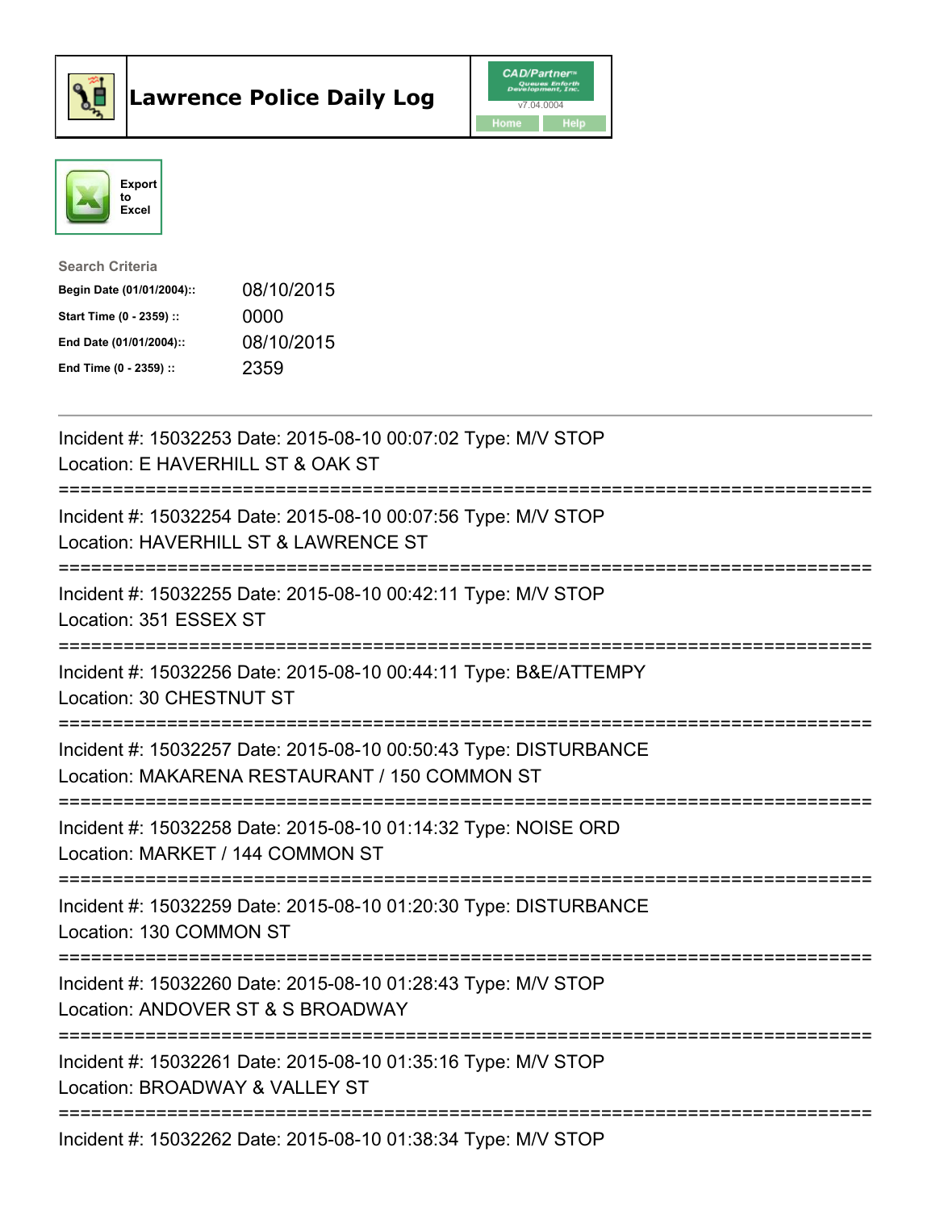# Lawrence Police Daily Log

CAD/Partner
v7.04.0004
Home Help

Export to Excel

Search Criteria

| | |
|---|---|
| **Begin Date (01/01/2004)::** | 08/10/2015 |
| **Start Time (0 - 2359) ::** | 0000 |
| **End Date (01/01/2004)::** | 08/10/2015 |
| **End Time (0 - 2359) ::** | 2359 |

Incident #: 15032253 Date: 2015-08-10 00:07:02 Type: M/V STOP
Location: E HAVERHILL ST & OAK ST

===========================================================================

Incident #: 15032254 Date: 2015-08-10 00:07:56 Type: M/V STOP
Location: HAVERHILL ST & LAWRENCE ST

===========================================================================

Incident #: 15032255 Date: 2015-08-10 00:42:11 Type: M/V STOP
Location: 351 ESSEX ST

===========================================================================

Incident #: 15032256 Date: 2015-08-10 00:44:11 Type: B&E/ATTEMPY
Location: 30 CHESTNUT ST

===========================================================================

Incident #: 15032257 Date: 2015-08-10 00:50:43 Type: DISTURBANCE
Location: MAKARENA RESTAURANT / 150 COMMON ST

===========================================================================

Incident #: 15032258 Date: 2015-08-10 01:14:32 Type: NOISE ORD
Location: MARKET / 144 COMMON ST

===========================================================================

Incident #: 15032259 Date: 2015-08-10 01:20:30 Type: DISTURBANCE
Location: 130 COMMON ST

===========================================================================

Incident #: 15032260 Date: 2015-08-10 01:28:43 Type: M/V STOP
Location: ANDOVER ST & S BROADWAY

===========================================================================

Incident #: 15032261 Date: 2015-08-10 01:35:16 Type: M/V STOP
Location: BROADWAY & VALLEY ST

===========================================================================

Incident #: 15032262 Date: 2015-08-10 01:38:34 Type: M/V STOP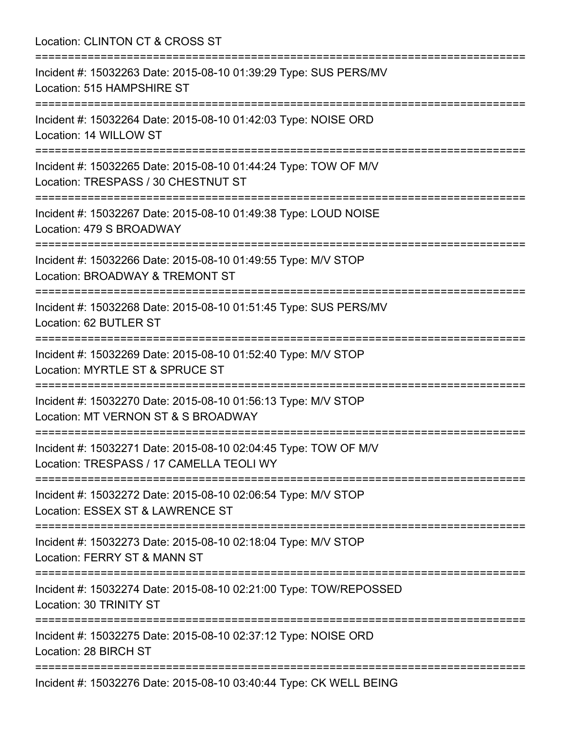Location: CLINTON CT & CROSS ST

===========================================================================

Incident #: 15032263 Date: 2015-08-10 01:39:29 Type: SUS PERS/MV
Location: 515 HAMPSHIRE ST

===========================================================================

Incident #: 15032264 Date: 2015-08-10 01:42:03 Type: NOISE ORD
Location: 14 WILLOW ST

===========================================================================

Incident #: 15032265 Date: 2015-08-10 01:44:24 Type: TOW OF M/V
Location: TRESPASS / 30 CHESTNUT ST

===========================================================================

Incident #: 15032267 Date: 2015-08-10 01:49:38 Type: LOUD NOISE
Location: 479 S BROADWAY

===========================================================================

Incident #: 15032266 Date: 2015-08-10 01:49:55 Type: M/V STOP
Location: BROADWAY & TREMONT ST

===========================================================================

Incident #: 15032268 Date: 2015-08-10 01:51:45 Type: SUS PERS/MV
Location: 62 BUTLER ST

===========================================================================

Incident #: 15032269 Date: 2015-08-10 01:52:40 Type: M/V STOP
Location: MYRTLE ST & SPRUCE ST

===========================================================================

Incident #: 15032270 Date: 2015-08-10 01:56:13 Type: M/V STOP
Location: MT VERNON ST & S BROADWAY

===========================================================================

Incident #: 15032271 Date: 2015-08-10 02:04:45 Type: TOW OF M/V
Location: TRESPASS / 17 CAMELLA TEOLI WY

===========================================================================

Incident #: 15032272 Date: 2015-08-10 02:06:54 Type: M/V STOP
Location: ESSEX ST & LAWRENCE ST

===========================================================================

Incident #: 15032273 Date: 2015-08-10 02:18:04 Type: M/V STOP
Location: FERRY ST & MANN ST

===========================================================================

Incident #: 15032274 Date: 2015-08-10 02:21:00 Type: TOW/REPOSSED
Location: 30 TRINITY ST

===========================================================================

Incident #: 15032275 Date: 2015-08-10 02:37:12 Type: NOISE ORD
Location: 28 BIRCH ST

===========================================================================

Incident #: 15032276 Date: 2015-08-10 03:40:44 Type: CK WELL BEING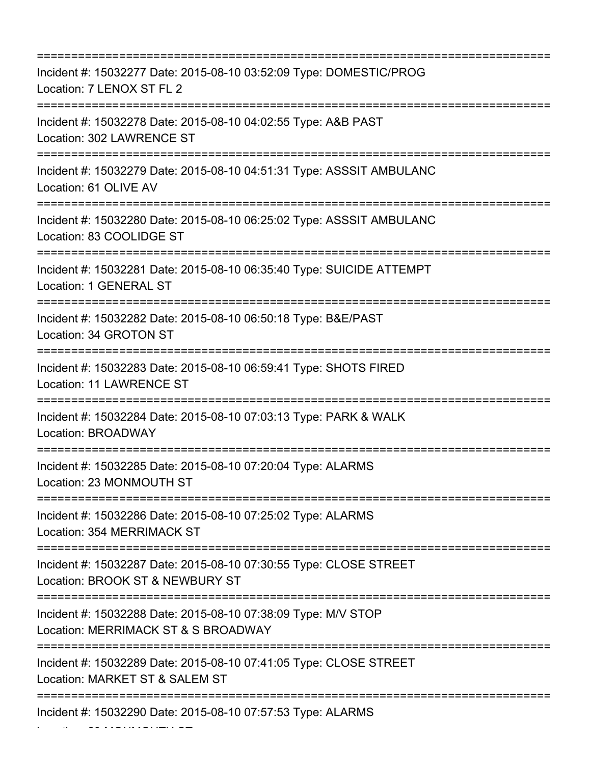===========================================================================
Incident #: 15032277 Date: 2015-08-10 03:52:09 Type: DOMESTIC/PROG
Location: 7 LENOX ST FL 2
===========================================================================
Incident #: 15032278 Date: 2015-08-10 04:02:55 Type: A&B PAST
Location: 302 LAWRENCE ST
===========================================================================
Incident #: 15032279 Date: 2015-08-10 04:51:31 Type: ASSSIT AMBULANC
Location: 61 OLIVE AV
===========================================================================
Incident #: 15032280 Date: 2015-08-10 06:25:02 Type: ASSSIT AMBULANC
Location: 83 COOLIDGE ST
===========================================================================
Incident #: 15032281 Date: 2015-08-10 06:35:40 Type: SUICIDE ATTEMPT
Location: 1 GENERAL ST
===========================================================================
Incident #: 15032282 Date: 2015-08-10 06:50:18 Type: B&E/PAST
Location: 34 GROTON ST
===========================================================================
Incident #: 15032283 Date: 2015-08-10 06:59:41 Type: SHOTS FIRED
Location: 11 LAWRENCE ST
===========================================================================
Incident #: 15032284 Date: 2015-08-10 07:03:13 Type: PARK & WALK
Location: BROADWAY
===========================================================================
Incident #: 15032285 Date: 2015-08-10 07:20:04 Type: ALARMS
Location: 23 MONMOUTH ST
===========================================================================
Incident #: 15032286 Date: 2015-08-10 07:25:02 Type: ALARMS
Location: 354 MERRIMACK ST
===========================================================================
Incident #: 15032287 Date: 2015-08-10 07:30:55 Type: CLOSE STREET
Location: BROOK ST & NEWBURY ST
===========================================================================
Incident #: 15032288 Date: 2015-08-10 07:38:09 Type: M/V STOP
Location: MERRIMACK ST & S BROADWAY
===========================================================================
Incident #: 15032289 Date: 2015-08-10 07:41:05 Type: CLOSE STREET
Location: MARKET ST & SALEM ST
===========================================================================
Incident #: 15032290 Date: 2015-08-10 07:57:53 Type: ALARMS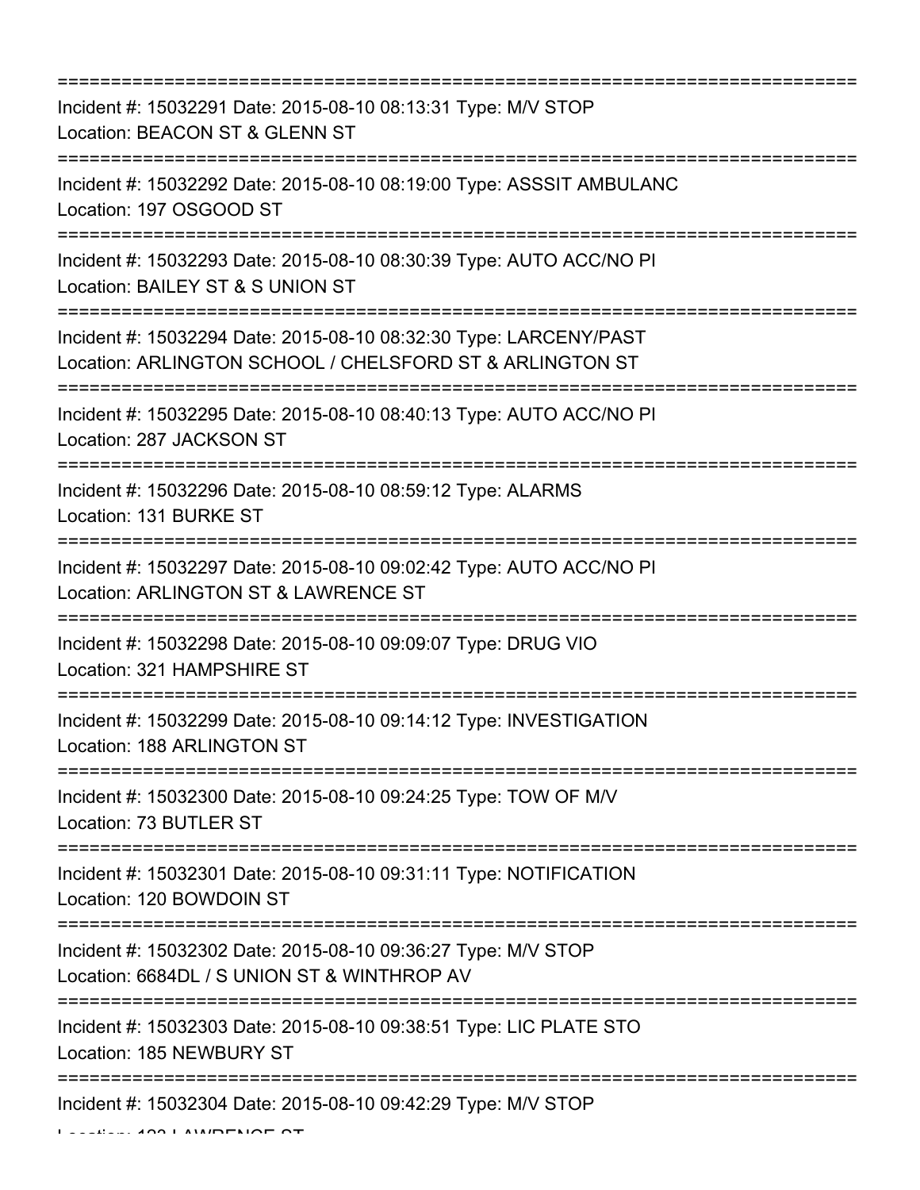===========================================================================

Incident #: 15032291 Date: 2015-08-10 08:13:31 Type: M/V STOP
Location: BEACON ST & GLENN ST

===========================================================================

Incident #: 15032292 Date: 2015-08-10 08:19:00 Type: ASSSIT AMBULANC
Location: 197 OSGOOD ST

===========================================================================

Incident #: 15032293 Date: 2015-08-10 08:30:39 Type: AUTO ACC/NO PI
Location: BAILEY ST & S UNION ST

===========================================================================

Incident #: 15032294 Date: 2015-08-10 08:32:30 Type: LARCENY/PAST
Location: ARLINGTON SCHOOL / CHELSFORD ST & ARLINGTON ST

===========================================================================

Incident #: 15032295 Date: 2015-08-10 08:40:13 Type: AUTO ACC/NO PI
Location: 287 JACKSON ST

===========================================================================

Incident #: 15032296 Date: 2015-08-10 08:59:12 Type: ALARMS
Location: 131 BURKE ST

===========================================================================

Incident #: 15032297 Date: 2015-08-10 09:02:42 Type: AUTO ACC/NO PI
Location: ARLINGTON ST & LAWRENCE ST

===========================================================================

Incident #: 15032298 Date: 2015-08-10 09:09:07 Type: DRUG VIO
Location: 321 HAMPSHIRE ST

===========================================================================

Incident #: 15032299 Date: 2015-08-10 09:14:12 Type: INVESTIGATION
Location: 188 ARLINGTON ST

===========================================================================

Incident #: 15032300 Date: 2015-08-10 09:24:25 Type: TOW OF M/V
Location: 73 BUTLER ST

===========================================================================

Incident #: 15032301 Date: 2015-08-10 09:31:11 Type: NOTIFICATION
Location: 120 BOWDOIN ST

===========================================================================

Incident #: 15032302 Date: 2015-08-10 09:36:27 Type: M/V STOP
Location: 6684DL / S UNION ST & WINTHROP AV

===========================================================================

Incident #: 15032303 Date: 2015-08-10 09:38:51 Type: LIC PLATE STO
Location: 185 NEWBURY ST

===========================================================================

Incident #: 15032304 Date: 2015-08-10 09:42:29 Type: M/V STOP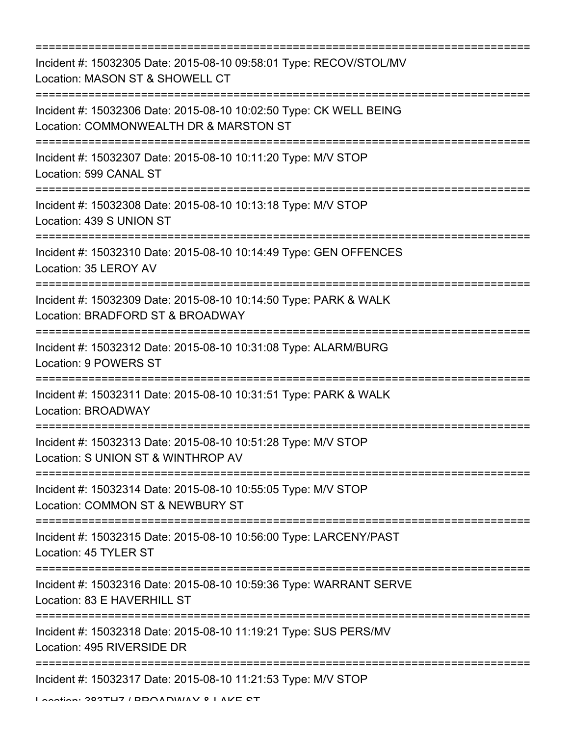===========================================================================

Incident #: 15032305 Date: 2015-08-10 09:58:01 Type: RECOV/STOL/MV
Location: MASON ST & SHOWELL CT

===========================================================================

Incident #: 15032306 Date: 2015-08-10 10:02:50 Type: CK WELL BEING
Location: COMMONWEALTH DR & MARSTON ST

===========================================================================

Incident #: 15032307 Date: 2015-08-10 10:11:20 Type: M/V STOP
Location: 599 CANAL ST

===========================================================================

Incident #: 15032308 Date: 2015-08-10 10:13:18 Type: M/V STOP
Location: 439 S UNION ST

===========================================================================

Incident #: 15032310 Date: 2015-08-10 10:14:49 Type: GEN OFFENCES
Location: 35 LEROY AV

===========================================================================

Incident #: 15032309 Date: 2015-08-10 10:14:50 Type: PARK & WALK
Location: BRADFORD ST & BROADWAY

===========================================================================

Incident #: 15032312 Date: 2015-08-10 10:31:08 Type: ALARM/BURG
Location: 9 POWERS ST

===========================================================================

Incident #: 15032311 Date: 2015-08-10 10:31:51 Type: PARK & WALK
Location: BROADWAY

===========================================================================

Incident #: 15032313 Date: 2015-08-10 10:51:28 Type: M/V STOP
Location: S UNION ST & WINTHROP AV

===========================================================================

Incident #: 15032314 Date: 2015-08-10 10:55:05 Type: M/V STOP
Location: COMMON ST & NEWBURY ST

===========================================================================

Incident #: 15032315 Date: 2015-08-10 10:56:00 Type: LARCENY/PAST
Location: 45 TYLER ST

===========================================================================

Incident #: 15032316 Date: 2015-08-10 10:59:36 Type: WARRANT SERVE
Location: 83 E HAVERHILL ST

===========================================================================

Incident #: 15032318 Date: 2015-08-10 11:19:21 Type: SUS PERS/MV
Location: 495 RIVERSIDE DR

===========================================================================

Incident #: 15032317 Date: 2015-08-10 11:21:53 Type: M/V STOP
Location: 383THZ / BROADWAY & LAKE ST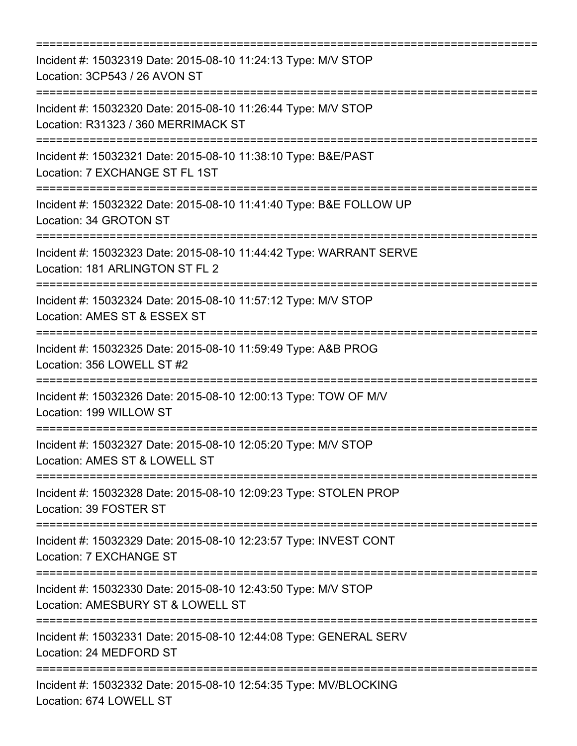===========================================================================

Incident #: 15032319 Date: 2015-08-10 11:24:13 Type: M/V STOP
Location: 3CP543 / 26 AVON ST

===========================================================================

Incident #: 15032320 Date: 2015-08-10 11:26:44 Type: M/V STOP
Location: R31323 / 360 MERRIMACK ST

===========================================================================

Incident #: 15032321 Date: 2015-08-10 11:38:10 Type: B&E/PAST
Location: 7 EXCHANGE ST FL 1ST

===========================================================================

Incident #: 15032322 Date: 2015-08-10 11:41:40 Type: B&E FOLLOW UP
Location: 34 GROTON ST

===========================================================================

Incident #: 15032323 Date: 2015-08-10 11:44:42 Type: WARRANT SERVE
Location: 181 ARLINGTON ST FL 2

===========================================================================

Incident #: 15032324 Date: 2015-08-10 11:57:12 Type: M/V STOP
Location: AMES ST & ESSEX ST

===========================================================================

Incident #: 15032325 Date: 2015-08-10 11:59:49 Type: A&B PROG
Location: 356 LOWELL ST #2

===========================================================================

Incident #: 15032326 Date: 2015-08-10 12:00:13 Type: TOW OF M/V
Location: 199 WILLOW ST

===========================================================================

Incident #: 15032327 Date: 2015-08-10 12:05:20 Type: M/V STOP
Location: AMES ST & LOWELL ST

===========================================================================

Incident #: 15032328 Date: 2015-08-10 12:09:23 Type: STOLEN PROP
Location: 39 FOSTER ST

===========================================================================

Incident #: 15032329 Date: 2015-08-10 12:23:57 Type: INVEST CONT
Location: 7 EXCHANGE ST

===========================================================================

Incident #: 15032330 Date: 2015-08-10 12:43:50 Type: M/V STOP
Location: AMESBURY ST & LOWELL ST

===========================================================================

Incident #: 15032331 Date: 2015-08-10 12:44:08 Type: GENERAL SERV
Location: 24 MEDFORD ST

===========================================================================

Incident #: 15032332 Date: 2015-08-10 12:54:35 Type: MV/BLOCKING
Location: 674 LOWELL ST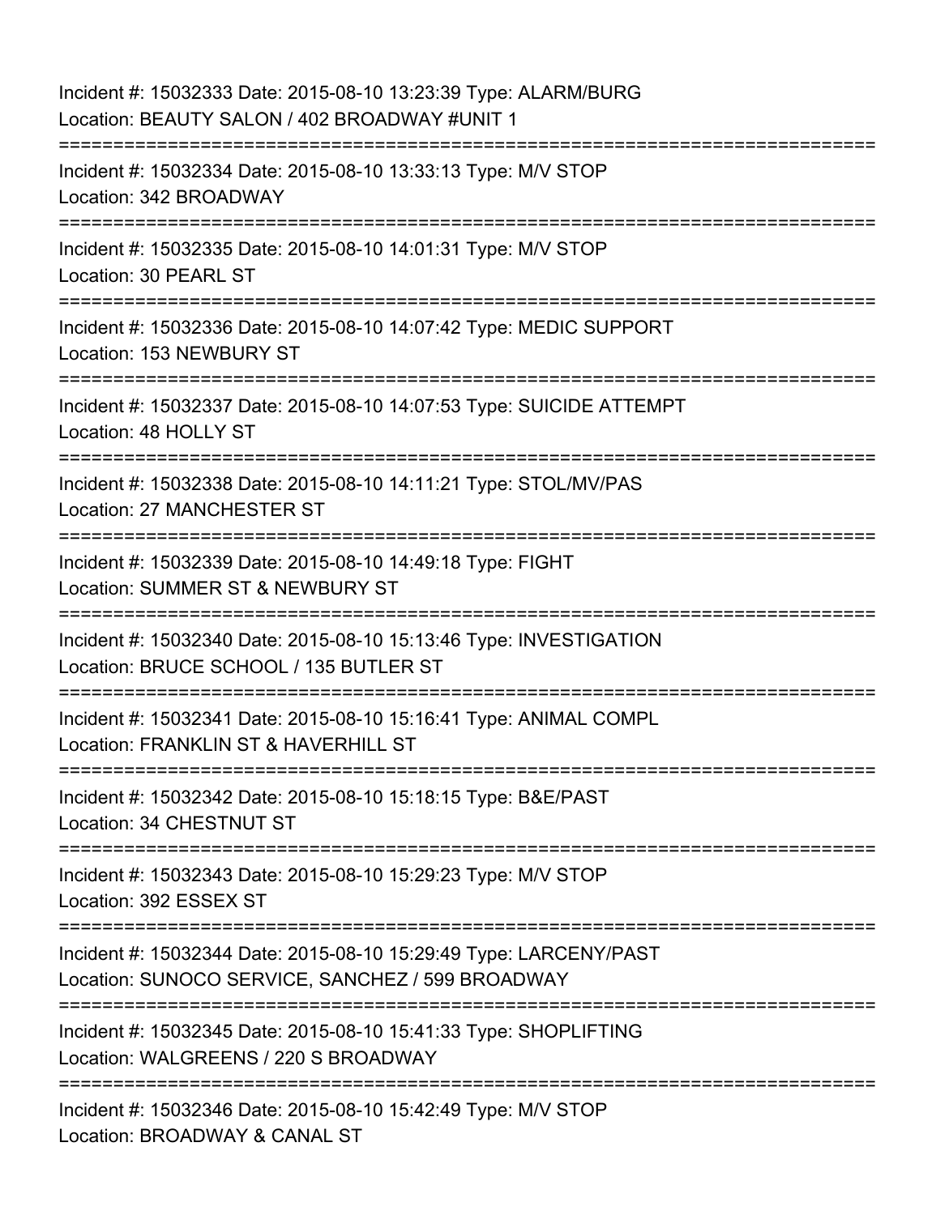Incident #: 15032333 Date: 2015-08-10 13:23:39 Type: ALARM/BURG
Location: BEAUTY SALON / 402 BROADWAY #UNIT 1

===========================================================================

Incident #: 15032334 Date: 2015-08-10 13:33:13 Type: M/V STOP
Location: 342 BROADWAY

===========================================================================

Incident #: 15032335 Date: 2015-08-10 14:01:31 Type: M/V STOP
Location: 30 PEARL ST

===========================================================================

Incident #: 15032336 Date: 2015-08-10 14:07:42 Type: MEDIC SUPPORT
Location: 153 NEWBURY ST

===========================================================================

Incident #: 15032337 Date: 2015-08-10 14:07:53 Type: SUICIDE ATTEMPT
Location: 48 HOLLY ST

===========================================================================

Incident #: 15032338 Date: 2015-08-10 14:11:21 Type: STOL/MV/PAS
Location: 27 MANCHESTER ST

===========================================================================

Incident #: 15032339 Date: 2015-08-10 14:49:18 Type: FIGHT
Location: SUMMER ST & NEWBURY ST

===========================================================================

Incident #: 15032340 Date: 2015-08-10 15:13:46 Type: INVESTIGATION
Location: BRUCE SCHOOL / 135 BUTLER ST

===========================================================================

Incident #: 15032341 Date: 2015-08-10 15:16:41 Type: ANIMAL COMPL
Location: FRANKLIN ST & HAVERHILL ST

===========================================================================

Incident #: 15032342 Date: 2015-08-10 15:18:15 Type: B&E/PAST
Location: 34 CHESTNUT ST

===========================================================================

Incident #: 15032343 Date: 2015-08-10 15:29:23 Type: M/V STOP
Location: 392 ESSEX ST

===========================================================================

Incident #: 15032344 Date: 2015-08-10 15:29:49 Type: LARCENY/PAST
Location: SUNOCO SERVICE, SANCHEZ / 599 BROADWAY

===========================================================================

Incident #: 15032345 Date: 2015-08-10 15:41:33 Type: SHOPLIFTING
Location: WALGREENS / 220 S BROADWAY

===========================================================================

Incident #: 15032346 Date: 2015-08-10 15:42:49 Type: M/V STOP
Location: BROADWAY & CANAL ST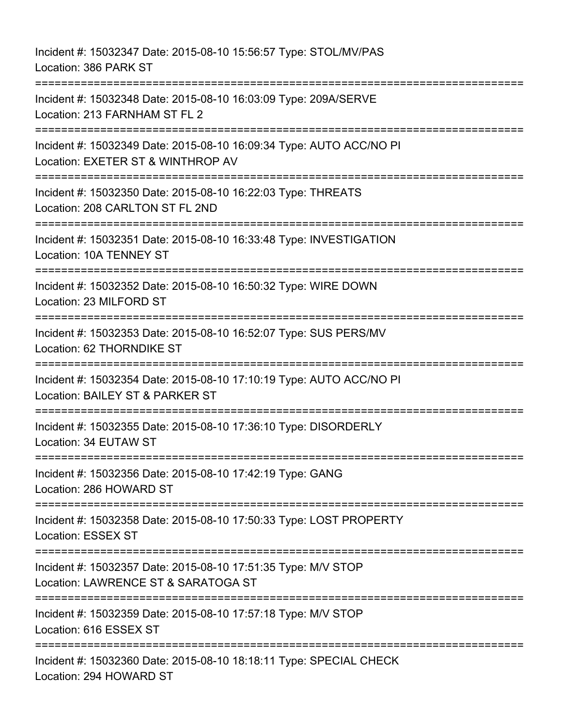Incident #: 15032347 Date: 2015-08-10 15:56:57 Type: STOL/MV/PAS
Location: 386 PARK ST

===========================================================================

Incident #: 15032348 Date: 2015-08-10 16:03:09 Type: 209A/SERVE
Location: 213 FARNHAM ST FL 2

===========================================================================

Incident #: 15032349 Date: 2015-08-10 16:09:34 Type: AUTO ACC/NO PI
Location: EXETER ST & WINTHROP AV

===========================================================================

Incident #: 15032350 Date: 2015-08-10 16:22:03 Type: THREATS
Location: 208 CARLTON ST FL 2ND

===========================================================================

Incident #: 15032351 Date: 2015-08-10 16:33:48 Type: INVESTIGATION
Location: 10A TENNEY ST

===========================================================================

Incident #: 15032352 Date: 2015-08-10 16:50:32 Type: WIRE DOWN
Location: 23 MILFORD ST

===========================================================================

Incident #: 15032353 Date: 2015-08-10 16:52:07 Type: SUS PERS/MV
Location: 62 THORNDIKE ST

===========================================================================

Incident #: 15032354 Date: 2015-08-10 17:10:19 Type: AUTO ACC/NO PI
Location: BAILEY ST & PARKER ST

===========================================================================

Incident #: 15032355 Date: 2015-08-10 17:36:10 Type: DISORDERLY
Location: 34 EUTAW ST

===========================================================================

Incident #: 15032356 Date: 2015-08-10 17:42:19 Type: GANG
Location: 286 HOWARD ST

===========================================================================

Incident #: 15032358 Date: 2015-08-10 17:50:33 Type: LOST PROPERTY
Location: ESSEX ST

===========================================================================

Incident #: 15032357 Date: 2015-08-10 17:51:35 Type: M/V STOP
Location: LAWRENCE ST & SARATOGA ST

===========================================================================

Incident #: 15032359 Date: 2015-08-10 17:57:18 Type: M/V STOP
Location: 616 ESSEX ST

===========================================================================

Incident #: 15032360 Date: 2015-08-10 18:18:11 Type: SPECIAL CHECK
Location: 294 HOWARD ST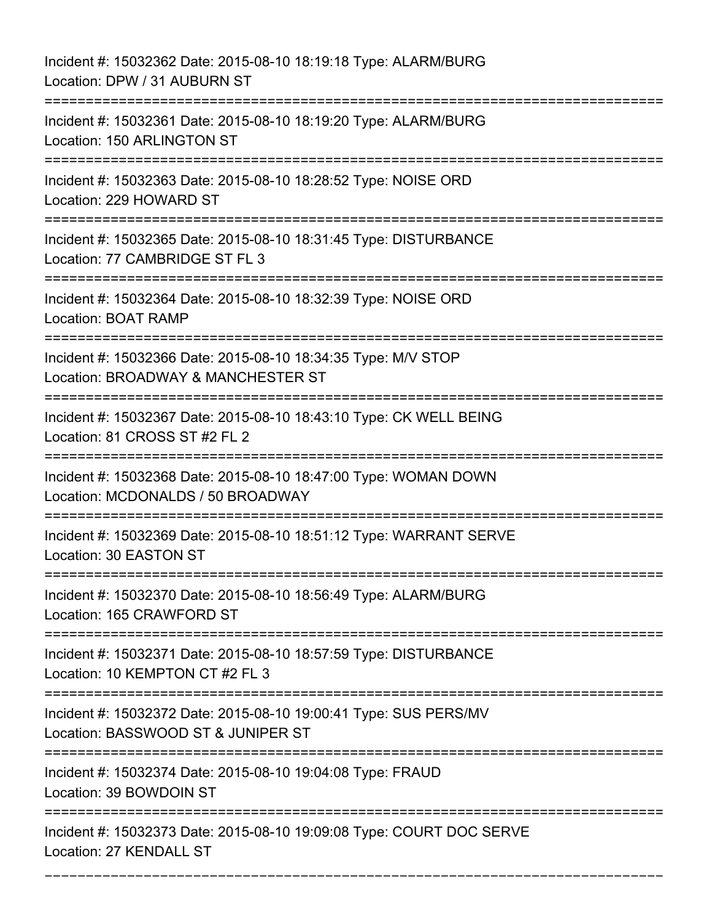Incident #: 15032362 Date: 2015-08-10 18:19:18 Type: ALARM/BURG
Location: DPW / 31 AUBURN ST

===========================================================================

Incident #: 15032361 Date: 2015-08-10 18:19:20 Type: ALARM/BURG
Location: 150 ARLINGTON ST

===========================================================================

Incident #: 15032363 Date: 2015-08-10 18:28:52 Type: NOISE ORD
Location: 229 HOWARD ST

===========================================================================

Incident #: 15032365 Date: 2015-08-10 18:31:45 Type: DISTURBANCE
Location: 77 CAMBRIDGE ST FL 3

===========================================================================

Incident #: 15032364 Date: 2015-08-10 18:32:39 Type: NOISE ORD
Location: BOAT RAMP

===========================================================================

Incident #: 15032366 Date: 2015-08-10 18:34:35 Type: M/V STOP
Location: BROADWAY & MANCHESTER ST

===========================================================================

Incident #: 15032367 Date: 2015-08-10 18:43:10 Type: CK WELL BEING
Location: 81 CROSS ST #2 FL 2

===========================================================================

Incident #: 15032368 Date: 2015-08-10 18:47:00 Type: WOMAN DOWN
Location: MCDONALDS / 50 BROADWAY

===========================================================================

Incident #: 15032369 Date: 2015-08-10 18:51:12 Type: WARRANT SERVE
Location: 30 EASTON ST

===========================================================================

Incident #: 15032370 Date: 2015-08-10 18:56:49 Type: ALARM/BURG
Location: 165 CRAWFORD ST

===========================================================================

Incident #: 15032371 Date: 2015-08-10 18:57:59 Type: DISTURBANCE
Location: 10 KEMPTON CT #2 FL 3

===========================================================================

Incident #: 15032372 Date: 2015-08-10 19:00:41 Type: SUS PERS/MV
Location: BASSWOOD ST & JUNIPER ST

===========================================================================

Incident #: 15032374 Date: 2015-08-10 19:04:08 Type: FRAUD
Location: 39 BOWDOIN ST

===========================================================================

Incident #: 15032373 Date: 2015-08-10 19:09:08 Type: COURT DOC SERVE
Location: 27 KENDALL ST

---------------------------------------------------------------------------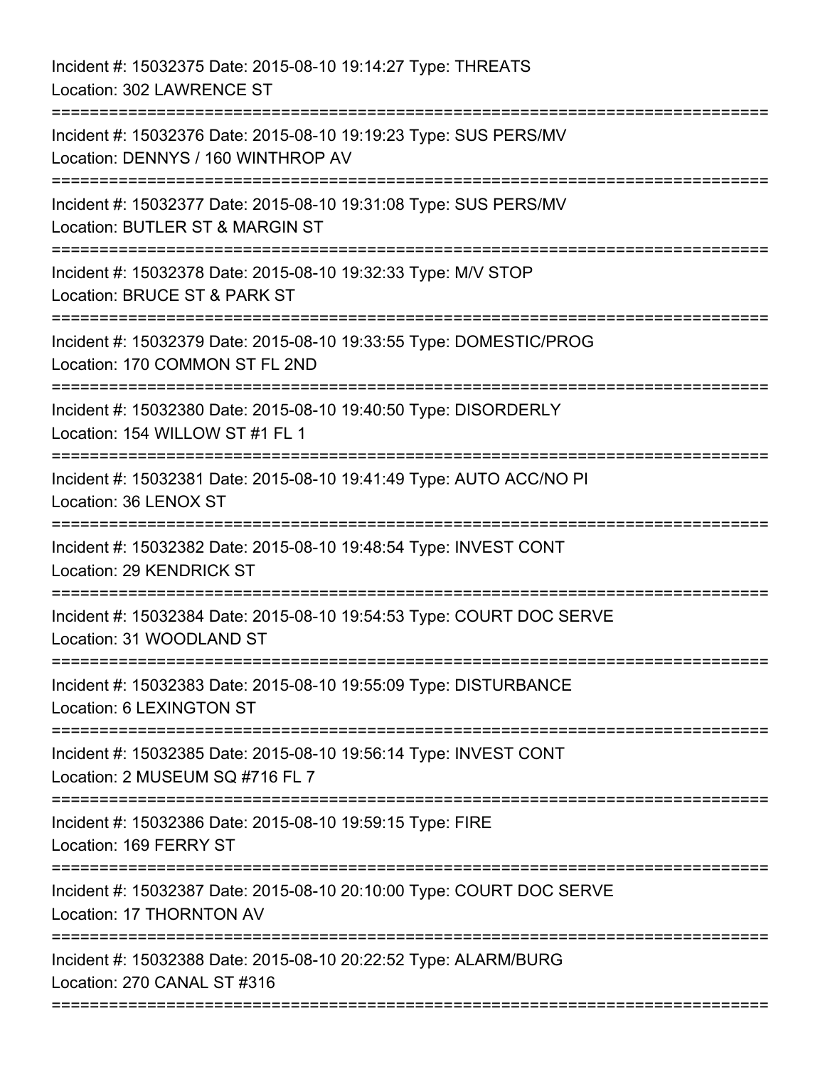Incident #: 15032375 Date: 2015-08-10 19:14:27 Type: THREATS
Location: 302 LAWRENCE ST

===========================================================================

Incident #: 15032376 Date: 2015-08-10 19:19:23 Type: SUS PERS/MV
Location: DENNYS / 160 WINTHROP AV

===========================================================================

Incident #: 15032377 Date: 2015-08-10 19:31:08 Type: SUS PERS/MV
Location: BUTLER ST & MARGIN ST

===========================================================================

Incident #: 15032378 Date: 2015-08-10 19:32:33 Type: M/V STOP
Location: BRUCE ST & PARK ST

===========================================================================

Incident #: 15032379 Date: 2015-08-10 19:33:55 Type: DOMESTIC/PROG
Location: 170 COMMON ST FL 2ND

===========================================================================

Incident #: 15032380 Date: 2015-08-10 19:40:50 Type: DISORDERLY
Location: 154 WILLOW ST #1 FL 1

===========================================================================

Incident #: 15032381 Date: 2015-08-10 19:41:49 Type: AUTO ACC/NO PI
Location: 36 LENOX ST

===========================================================================

Incident #: 15032382 Date: 2015-08-10 19:48:54 Type: INVEST CONT
Location: 29 KENDRICK ST

===========================================================================

Incident #: 15032384 Date: 2015-08-10 19:54:53 Type: COURT DOC SERVE
Location: 31 WOODLAND ST

===========================================================================

Incident #: 15032383 Date: 2015-08-10 19:55:09 Type: DISTURBANCE
Location: 6 LEXINGTON ST

===========================================================================

Incident #: 15032385 Date: 2015-08-10 19:56:14 Type: INVEST CONT
Location: 2 MUSEUM SQ #716 FL 7

===========================================================================

Incident #: 15032386 Date: 2015-08-10 19:59:15 Type: FIRE
Location: 169 FERRY ST

===========================================================================

Incident #: 15032387 Date: 2015-08-10 20:10:00 Type: COURT DOC SERVE
Location: 17 THORNTON AV

===========================================================================

Incident #: 15032388 Date: 2015-08-10 20:22:52 Type: ALARM/BURG
Location: 270 CANAL ST #316

===========================================================================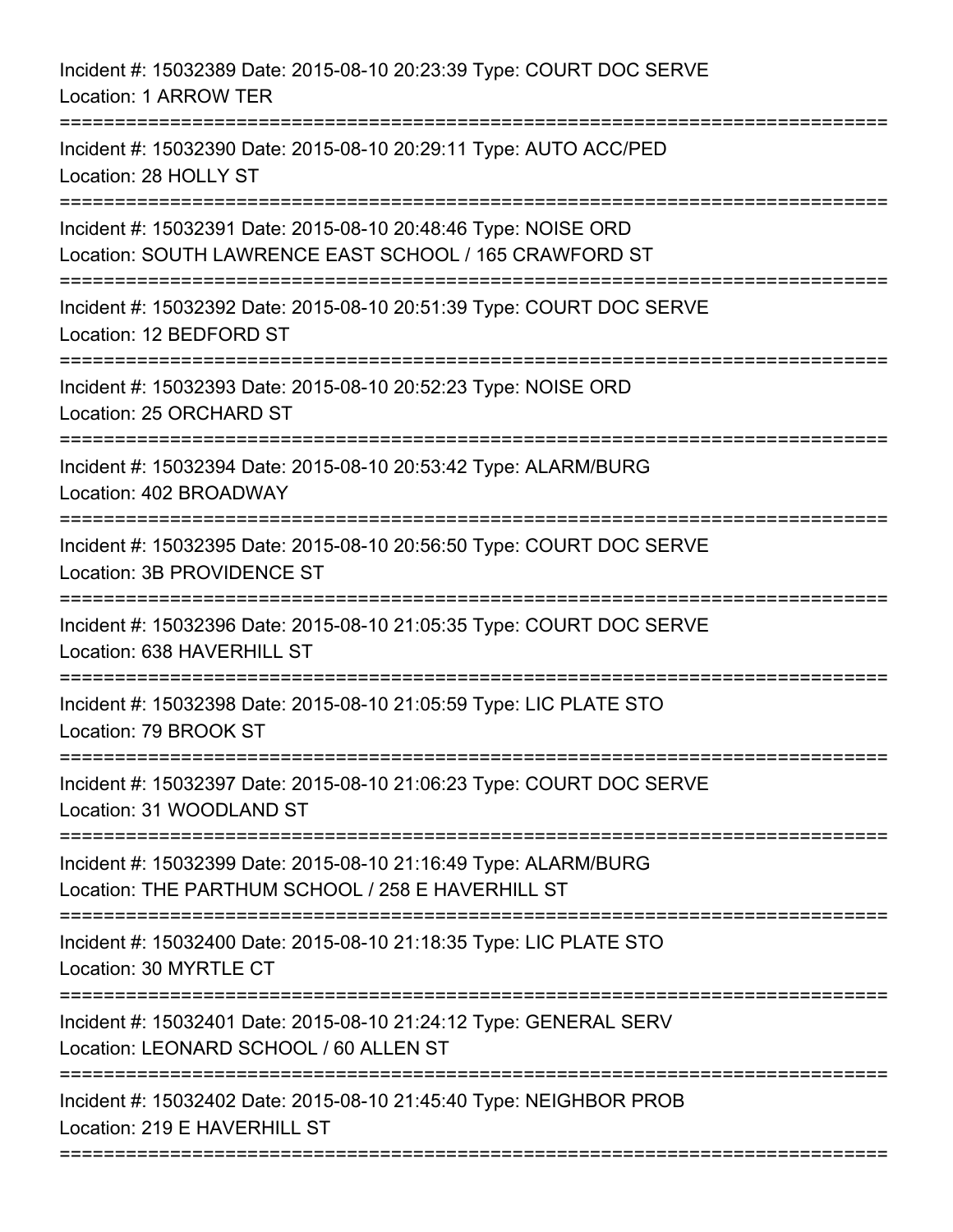Incident #: 15032389 Date: 2015-08-10 20:23:39 Type: COURT DOC SERVE
Location: 1 ARROW TER

===========================================================================

Incident #: 15032390 Date: 2015-08-10 20:29:11 Type: AUTO ACC/PED
Location: 28 HOLLY ST

===========================================================================

Incident #: 15032391 Date: 2015-08-10 20:48:46 Type: NOISE ORD
Location: SOUTH LAWRENCE EAST SCHOOL / 165 CRAWFORD ST

===========================================================================

Incident #: 15032392 Date: 2015-08-10 20:51:39 Type: COURT DOC SERVE
Location: 12 BEDFORD ST

===========================================================================

Incident #: 15032393 Date: 2015-08-10 20:52:23 Type: NOISE ORD
Location: 25 ORCHARD ST

===========================================================================

Incident #: 15032394 Date: 2015-08-10 20:53:42 Type: ALARM/BURG
Location: 402 BROADWAY

===========================================================================

Incident #: 15032395 Date: 2015-08-10 20:56:50 Type: COURT DOC SERVE
Location: 3B PROVIDENCE ST

===========================================================================

Incident #: 15032396 Date: 2015-08-10 21:05:35 Type: COURT DOC SERVE
Location: 638 HAVERHILL ST

===========================================================================

Incident #: 15032398 Date: 2015-08-10 21:05:59 Type: LIC PLATE STO
Location: 79 BROOK ST

===========================================================================

Incident #: 15032397 Date: 2015-08-10 21:06:23 Type: COURT DOC SERVE
Location: 31 WOODLAND ST

===========================================================================

Incident #: 15032399 Date: 2015-08-10 21:16:49 Type: ALARM/BURG
Location: THE PARTHUM SCHOOL / 258 E HAVERHILL ST

===========================================================================

Incident #: 15032400 Date: 2015-08-10 21:18:35 Type: LIC PLATE STO
Location: 30 MYRTLE CT

===========================================================================

Incident #: 15032401 Date: 2015-08-10 21:24:12 Type: GENERAL SERV
Location: LEONARD SCHOOL / 60 ALLEN ST

===========================================================================

Incident #: 15032402 Date: 2015-08-10 21:45:40 Type: NEIGHBOR PROB
Location: 219 E HAVERHILL ST

===========================================================================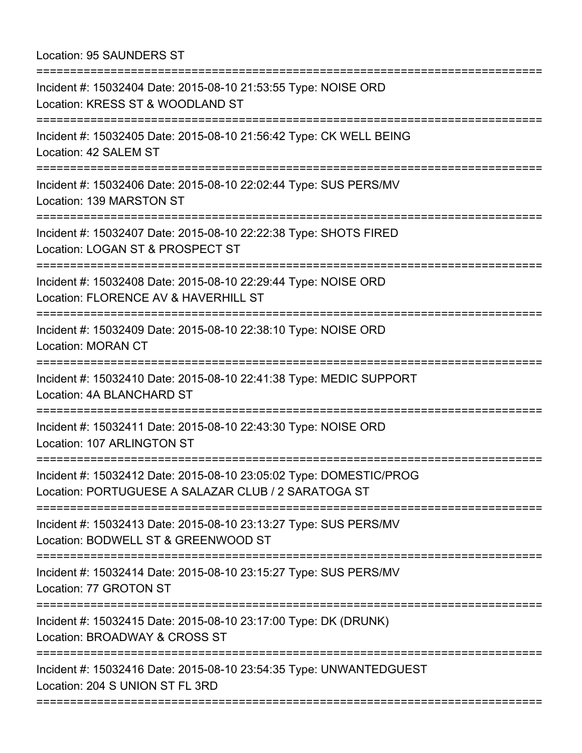Location: 95 SAUNDERS ST

===========================================================================

Incident #: 15032404 Date: 2015-08-10 21:53:55 Type: NOISE ORD
Location: KRESS ST & WOODLAND ST

===========================================================================

Incident #: 15032405 Date: 2015-08-10 21:56:42 Type: CK WELL BEING
Location: 42 SALEM ST

===========================================================================

Incident #: 15032406 Date: 2015-08-10 22:02:44 Type: SUS PERS/MV
Location: 139 MARSTON ST

===========================================================================

Incident #: 15032407 Date: 2015-08-10 22:22:38 Type: SHOTS FIRED
Location: LOGAN ST & PROSPECT ST

===========================================================================

Incident #: 15032408 Date: 2015-08-10 22:29:44 Type: NOISE ORD
Location: FLORENCE AV & HAVERHILL ST

===========================================================================

Incident #: 15032409 Date: 2015-08-10 22:38:10 Type: NOISE ORD
Location: MORAN CT

===========================================================================

Incident #: 15032410 Date: 2015-08-10 22:41:38 Type: MEDIC SUPPORT
Location: 4A BLANCHARD ST

===========================================================================

Incident #: 15032411 Date: 2015-08-10 22:43:30 Type: NOISE ORD
Location: 107 ARLINGTON ST

===========================================================================

Incident #: 15032412 Date: 2015-08-10 23:05:02 Type: DOMESTIC/PROG
Location: PORTUGUESE A SALAZAR CLUB / 2 SARATOGA ST

===========================================================================

Incident #: 15032413 Date: 2015-08-10 23:13:27 Type: SUS PERS/MV
Location: BODWELL ST & GREENWOOD ST

===========================================================================

Incident #: 15032414 Date: 2015-08-10 23:15:27 Type: SUS PERS/MV
Location: 77 GROTON ST

===========================================================================

Incident #: 15032415 Date: 2015-08-10 23:17:00 Type: DK (DRUNK)
Location: BROADWAY & CROSS ST

===========================================================================

Incident #: 15032416 Date: 2015-08-10 23:54:35 Type: UNWANTEDGUEST
Location: 204 S UNION ST FL 3RD

===========================================================================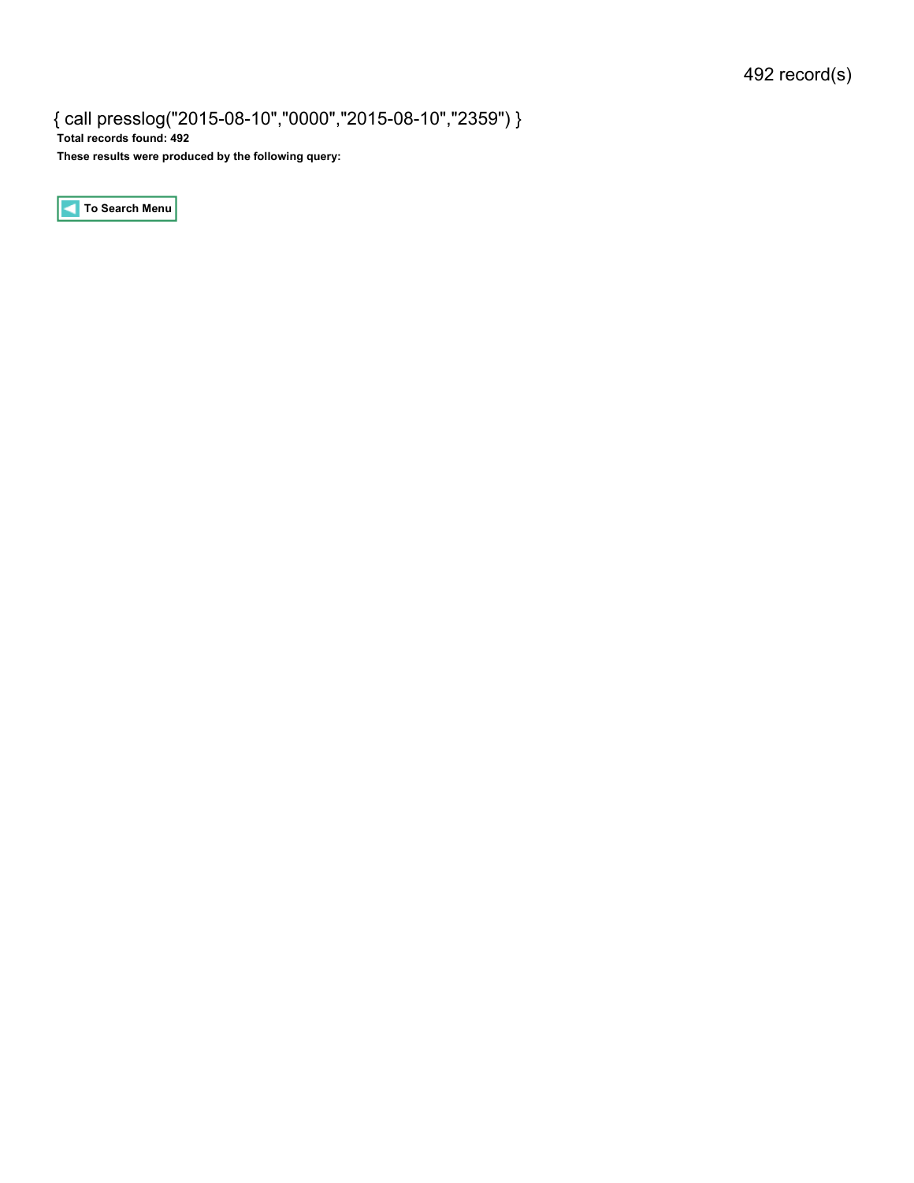492 record(s)

{ call presslog("2015-08-10","0000","2015-08-10","2359") }

**Total records found: 492**

**These results were produced by the following query:**

**To Search Menu**